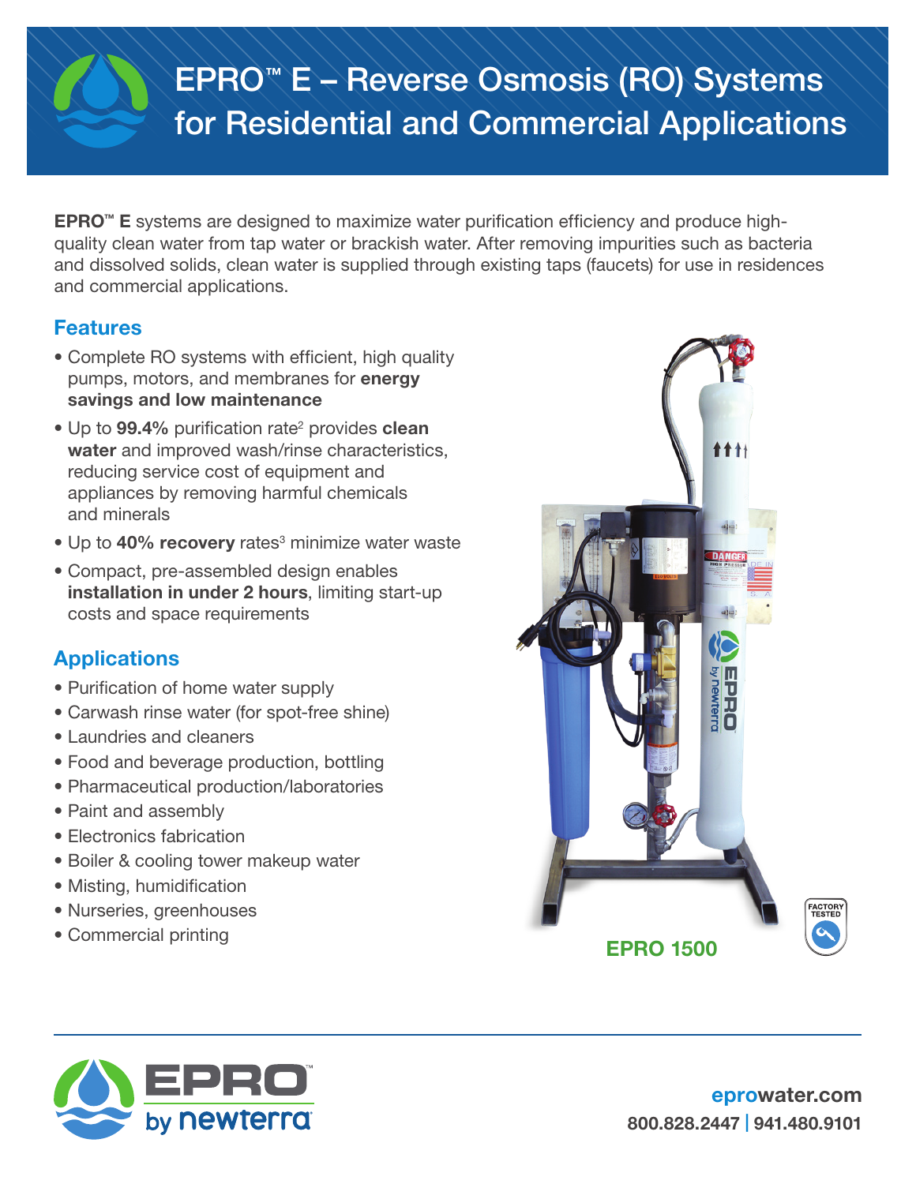# EPRO™ E – Reverse Osmosis (RO) Systems for Residential and Commercial Applications

**EPRO™ E** systems are designed to maximize water purification efficiency and produce high-quality clean water from tap water or brackish water. After removing impurities such as bacteria and dissolved solids, clean water is supplied through existing taps (faucets) for use in residences and commercial applications.

## Features

- Complete RO systems with efficient, high quality pumps, motors, and membranes for **energy savings and low maintenance**
- Up to **99.4%** purification rate[2] provides **clean water** and improved wash/rinse characteristics, reducing service cost of equipment and appliances by removing harmful chemicals and minerals
- Up to **40% recovery** rates[3] minimize water waste
- Compact, pre-assembled design enables **installation in under 2 hours**, limiting start-up costs and space requirements

## Applications

- Purification of home water supply
- Carwash rinse water (for spot-free shine)
- Laundries and cleaners
- Food and beverage production, bottling
- Pharmaceutical production/laboratories
- Paint and assembly
- Electronics fabrication
- Boiler & cooling tower makeup water
- Misting, humidification
- Nurseries, greenhouses
- Commercial printing

**EPRO 1500**

FACTORY TESTED

EPRO by newterra

**epro**water.com

800.828.2447 | 941.480.9101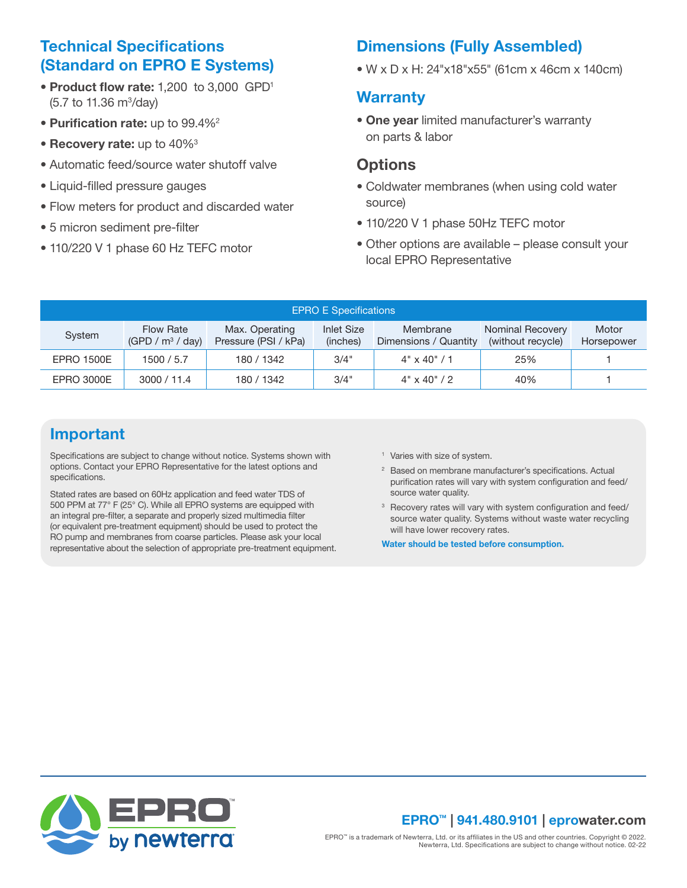## Technical Specifications (Standard on EPRO E Systems)

- **Product flow rate:** 1,200 to 3,000 GPD[1] (5.7 to 11.36 $m^3$/day)
- **Purification rate:** up to 99.4%[2]
- **Recovery rate:** up to 40%[3]
- Automatic feed/source water shutoff valve
- Liquid-filled pressure gauges
- Flow meters for product and discarded water
- 5 micron sediment pre-filter
- 110/220 V 1 phase 60 Hz TEFC motor

## Dimensions (Fully Assembled)

- W x D x H: 24"x18"x55" (61cm x 46cm x 140cm)

## Warranty

- **One year** limited manufacturer's warranty on parts & labor

## Options

- Coldwater membranes (when using cold water source)
- 110/220 V 1 phase 50Hz TEFC motor
- Other options are available – please consult your local EPRO Representative

**EPRO E Specifications**

| System | Flow Rate (GPD / $m^3$ / day) | Max. Operating Pressure (PSI / kPa) | Inlet Size (inches) | Membrane Dimensions / Quantity | Nominal Recovery (without recycle) | Motor Horsepower |
|---|---|---|---|---|---|---|
| EPRO 1500E | 1500 / 5.7 | 180 / 1342 | 3/4" | 4" x 40" / 1 | 25% | 1 |
| EPRO 3000E | 3000 / 11.4 | 180 / 1342 | 3/4" | 4" x 40" / 2 | 40% | 1 |

## Important

Specifications are subject to change without notice. Systems shown with options. Contact your EPRO Representative for the latest options and specifications.

Stated rates are based on 60Hz application and feed water TDS of 500 PPM at 77° F (25° C). While all EPRO systems are equipped with an integral pre-filter, a separate and properly sized multimedia filter (or equivalent pre-treatment equipment) should be used to protect the RO pump and membranes from coarse particles. Please ask your local representative about the selection of appropriate pre-treatment equipment.

[1] Varies with size of system.

[2] Based on membrane manufacturer's specifications. Actual purification rates will vary with system configuration and feed/source water quality.

[3] Recovery rates will vary with system configuration and feed/source water quality. Systems without waste water recycling will have lower recovery rates.

**Water should be tested before consumption.**

EPRO by newterra

**EPRO™ | 941.480.9101 | eprowater.com**

EPRO™ is a trademark of Newterra, Ltd. or its affiliates in the US and other countries. Copyright © 2022. Newterra, Ltd. Specifications are subject to change without notice. 02-22